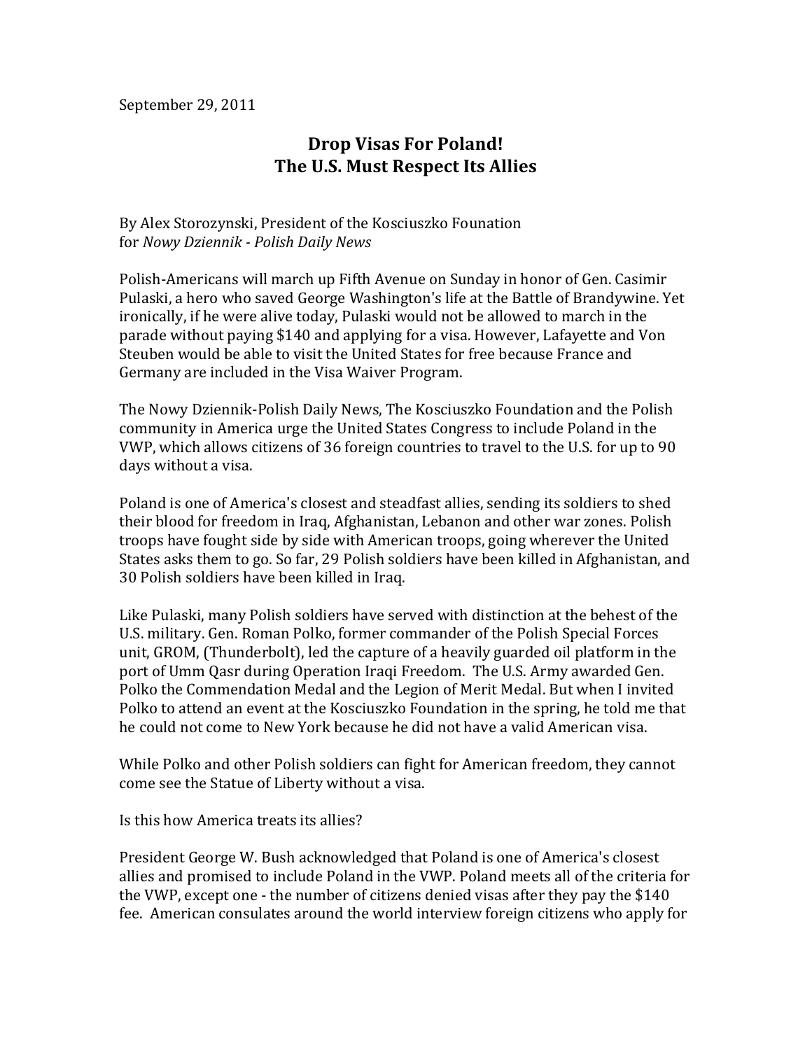September 29, 2011

# Drop Visas For Poland!
## The U.S. Must Respect Its Allies

By Alex Storozynski, President of the Kosciuszko Founation
for *Nowy Dziennik - Polish Daily News*

Polish-Americans will march up Fifth Avenue on Sunday in honor of Gen. Casimir Pulaski, a hero who saved George Washington's life at the Battle of Brandywine. Yet ironically, if he were alive today, Pulaski would not be allowed to march in the parade without paying $140 and applying for a visa. However, Lafayette and Von Steuben would be able to visit the United States for free because France and Germany are included in the Visa Waiver Program.

The Nowy Dziennik-Polish Daily News, The Kosciuszko Foundation and the Polish community in America urge the United States Congress to include Poland in the VWP, which allows citizens of 36 foreign countries to travel to the U.S. for up to 90 days without a visa.

Poland is one of America's closest and steadfast allies, sending its soldiers to shed their blood for freedom in Iraq, Afghanistan, Lebanon and other war zones. Polish troops have fought side by side with American troops, going wherever the United States asks them to go. So far, 29 Polish soldiers have been killed in Afghanistan, and 30 Polish soldiers have been killed in Iraq.

Like Pulaski, many Polish soldiers have served with distinction at the behest of the U.S. military. Gen. Roman Polko, former commander of the Polish Special Forces unit, GROM, (Thunderbolt), led the capture of a heavily guarded oil platform in the port of Umm Qasr during Operation Iraqi Freedom. The U.S. Army awarded Gen. Polko the Commendation Medal and the Legion of Merit Medal. But when I invited Polko to attend an event at the Kosciuszko Foundation in the spring, he told me that he could not come to New York because he did not have a valid American visa.

While Polko and other Polish soldiers can fight for American freedom, they cannot come see the Statue of Liberty without a visa.

Is this how America treats its allies?

President George W. Bush acknowledged that Poland is one of America's closest allies and promised to include Poland in the VWP. Poland meets all of the criteria for the VWP, except one - the number of citizens denied visas after they pay the $140 fee. American consulates around the world interview foreign citizens who apply for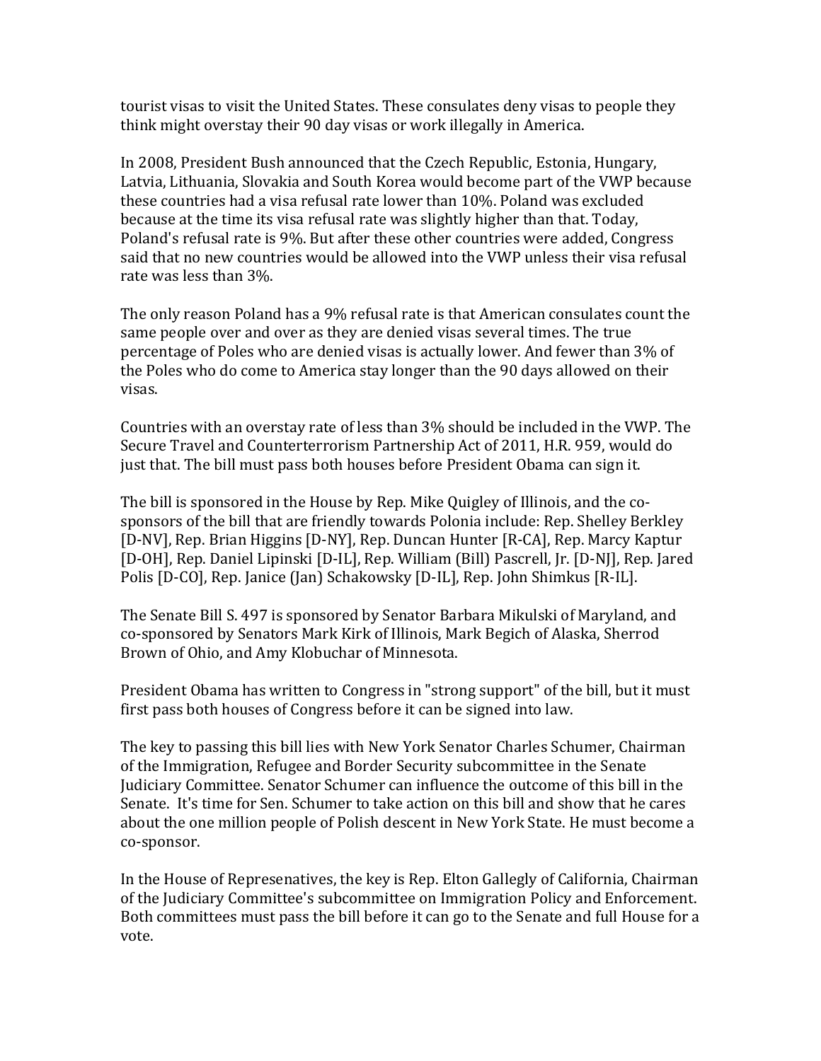tourist visas to visit the United States. These consulates deny visas to people they think might overstay their 90 day visas or work illegally in America.

In 2008, President Bush announced that the Czech Republic, Estonia, Hungary, Latvia, Lithuania, Slovakia and South Korea would become part of the VWP because these countries had a visa refusal rate lower than 10%. Poland was excluded because at the time its visa refusal rate was slightly higher than that. Today, Poland's refusal rate is 9%. But after these other countries were added, Congress said that no new countries would be allowed into the VWP unless their visa refusal rate was less than 3%.

The only reason Poland has a 9% refusal rate is that American consulates count the same people over and over as they are denied visas several times. The true percentage of Poles who are denied visas is actually lower. And fewer than 3% of the Poles who do come to America stay longer than the 90 days allowed on their visas.

Countries with an overstay rate of less than 3% should be included in the VWP. The Secure Travel and Counterterrorism Partnership Act of 2011, H.R. 959, would do just that. The bill must pass both houses before President Obama can sign it.

The bill is sponsored in the House by Rep. Mike Quigley of Illinois, and the co-sponsors of the bill that are friendly towards Polonia include: Rep. Shelley Berkley [D-NV], Rep. Brian Higgins [D-NY], Rep. Duncan Hunter [R-CA], Rep. Marcy Kaptur [D-OH], Rep. Daniel Lipinski [D-IL], Rep. William (Bill) Pascrell, Jr. [D-NJ], Rep. Jared Polis [D-CO], Rep. Janice (Jan) Schakowsky [D-IL], Rep. John Shimkus [R-IL].

The Senate Bill S. 497 is sponsored by Senator Barbara Mikulski of Maryland, and co-sponsored by Senators Mark Kirk of Illinois, Mark Begich of Alaska, Sherrod Brown of Ohio, and Amy Klobuchar of Minnesota.

President Obama has written to Congress in "strong support" of the bill, but it must first pass both houses of Congress before it can be signed into law.

The key to passing this bill lies with New York Senator Charles Schumer, Chairman of the Immigration, Refugee and Border Security subcommittee in the Senate Judiciary Committee. Senator Schumer can influence the outcome of this bill in the Senate. It's time for Sen. Schumer to take action on this bill and show that he cares about the one million people of Polish descent in New York State. He must become a co-sponsor.

In the House of Represenatives, the key is Rep. Elton Gallegly of California, Chairman of the Judiciary Committee's subcommittee on Immigration Policy and Enforcement. Both committees must pass the bill before it can go to the Senate and full House for a vote.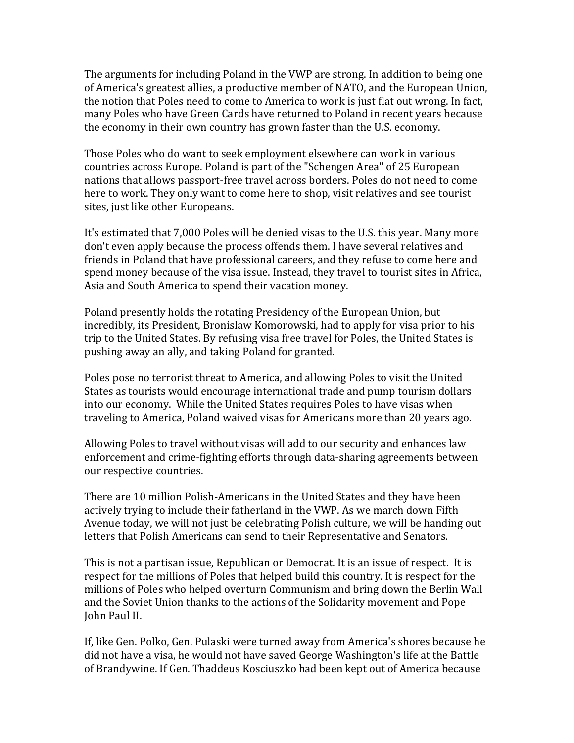The arguments for including Poland in the VWP are strong. In addition to being one of America's greatest allies, a productive member of NATO, and the European Union, the notion that Poles need to come to America to work is just flat out wrong. In fact, many Poles who have Green Cards have returned to Poland in recent years because the economy in their own country has grown faster than the U.S. economy.

Those Poles who do want to seek employment elsewhere can work in various countries across Europe. Poland is part of the "Schengen Area" of 25 European nations that allows passport-free travel across borders. Poles do not need to come here to work. They only want to come here to shop, visit relatives and see tourist sites, just like other Europeans.

It's estimated that 7,000 Poles will be denied visas to the U.S. this year. Many more don't even apply because the process offends them. I have several relatives and friends in Poland that have professional careers, and they refuse to come here and spend money because of the visa issue. Instead, they travel to tourist sites in Africa, Asia and South America to spend their vacation money.

Poland presently holds the rotating Presidency of the European Union, but incredibly, its President, Bronislaw Komorowski, had to apply for visa prior to his trip to the United States. By refusing visa free travel for Poles, the United States is pushing away an ally, and taking Poland for granted.

Poles pose no terrorist threat to America, and allowing Poles to visit the United States as tourists would encourage international trade and pump tourism dollars into our economy. While the United States requires Poles to have visas when traveling to America, Poland waived visas for Americans more than 20 years ago.

Allowing Poles to travel without visas will add to our security and enhances law enforcement and crime-fighting efforts through data-sharing agreements between our respective countries.

There are 10 million Polish-Americans in the United States and they have been actively trying to include their fatherland in the VWP. As we march down Fifth Avenue today, we will not just be celebrating Polish culture, we will be handing out letters that Polish Americans can send to their Representative and Senators.

This is not a partisan issue, Republican or Democrat. It is an issue of respect. It is respect for the millions of Poles that helped build this country. It is respect for the millions of Poles who helped overturn Communism and bring down the Berlin Wall and the Soviet Union thanks to the actions of the Solidarity movement and Pope John Paul II.

If, like Gen. Polko, Gen. Pulaski were turned away from America's shores because he did not have a visa, he would not have saved George Washington's life at the Battle of Brandywine. If Gen. Thaddeus Kosciuszko had been kept out of America because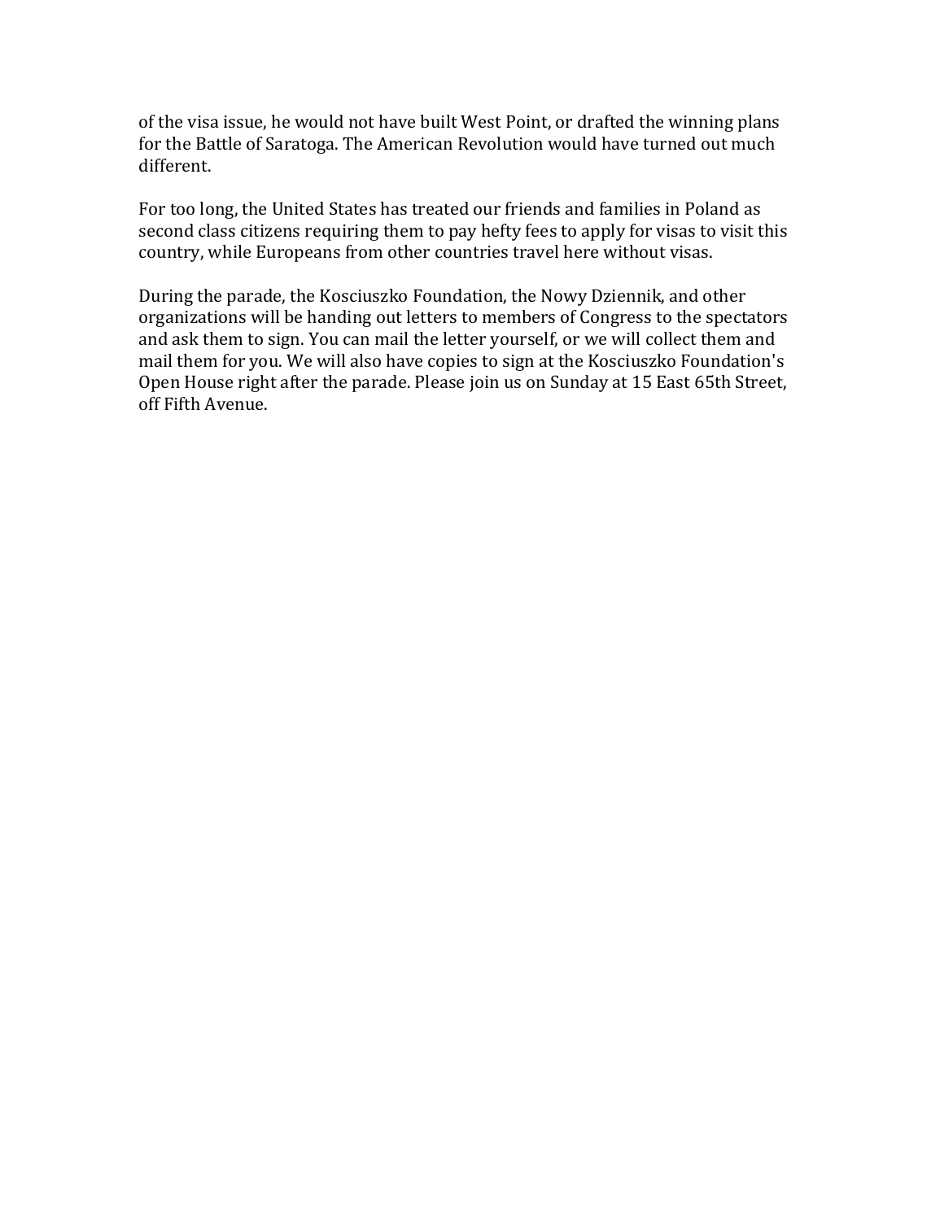of the visa issue, he would not have built West Point, or drafted the winning plans for the Battle of Saratoga. The American Revolution would have turned out much different.

For too long, the United States has treated our friends and families in Poland as second class citizens requiring them to pay hefty fees to apply for visas to visit this country, while Europeans from other countries travel here without visas.

During the parade, the Kosciuszko Foundation, the Nowy Dziennik, and other organizations will be handing out letters to members of Congress to the spectators and ask them to sign. You can mail the letter yourself, or we will collect them and mail them for you. We will also have copies to sign at the Kosciuszko Foundation's Open House right after the parade. Please join us on Sunday at 15 East 65th Street, off Fifth Avenue.